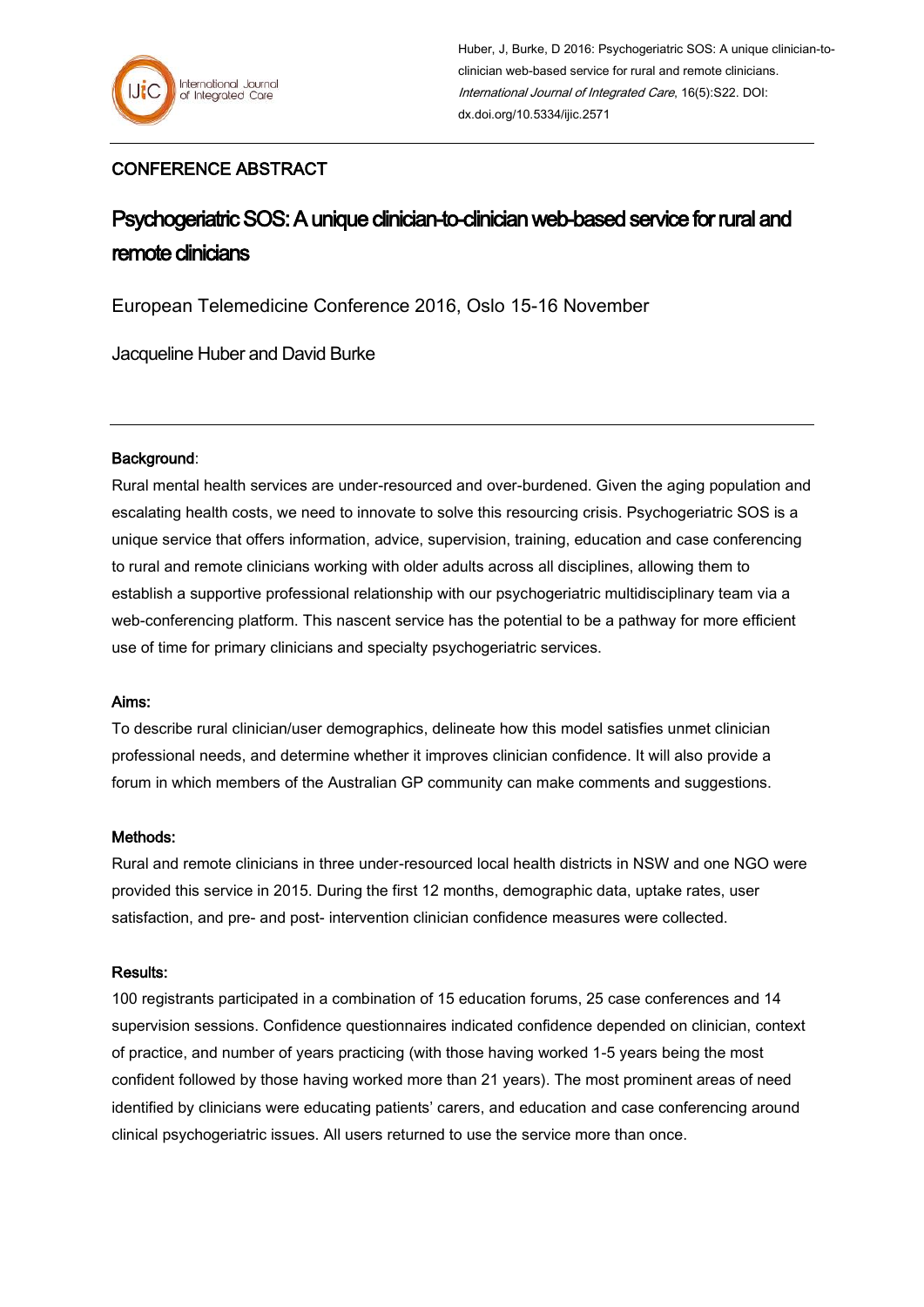Huber, J, Burke, D 2016: Psychogeriatric SOS: A unique clinician-to-clinician web-based service for rural and remote clinicians. *International Journal of Integrated Care*, 16(5):S22. DOI: dx.doi.org/10.5334/ijic.2571

CONFERENCE ABSTRACT

# Psychogeriatric SOS: A unique clinician-to-clinician web-based service for rural and remote clinicians

European Telemedicine Conference 2016, Oslo 15-16 November

Jacqueline Huber and David Burke

**Background**:

Rural mental health services are under-resourced and over-burdened. Given the aging population and escalating health costs, we need to innovate to solve this resourcing crisis. Psychogeriatric SOS is a unique service that offers information, advice, supervision, training, education and case conferencing to rural and remote clinicians working with older adults across all disciplines, allowing them to establish a supportive professional relationship with our psychogeriatric multidisciplinary team via a web-conferencing platform. This nascent service has the potential to be a pathway for more efficient use of time for primary clinicians and specialty psychogeriatric services.

**Aims:**

To describe rural clinician/user demographics, delineate how this model satisfies unmet clinician professional needs, and determine whether it improves clinician confidence. It will also provide a forum in which members of the Australian GP community can make comments and suggestions.

**Methods:**

Rural and remote clinicians in three under-resourced local health districts in NSW and one NGO were provided this service in 2015. During the first 12 months, demographic data, uptake rates, user satisfaction, and pre- and post- intervention clinician confidence measures were collected.

**Results:**

100 registrants participated in a combination of 15 education forums, 25 case conferences and 14 supervision sessions. Confidence questionnaires indicated confidence depended on clinician, context of practice, and number of years practicing (with those having worked 1-5 years being the most confident followed by those having worked more than 21 years). The most prominent areas of need identified by clinicians were educating patients' carers, and education and case conferencing around clinical psychogeriatric issues. All users returned to use the service more than once.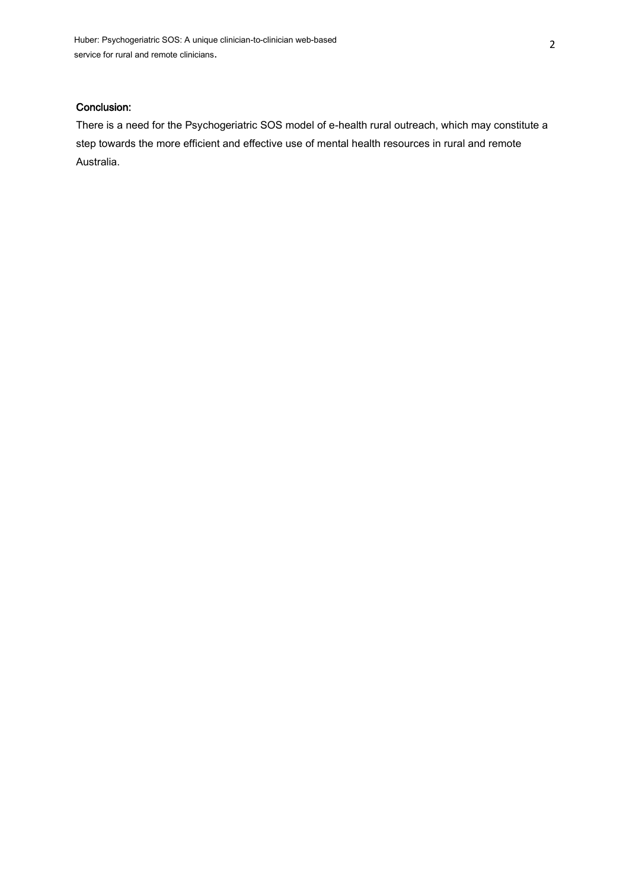**Conclusion:**

There is a need for the Psychogeriatric SOS model of e-health rural outreach, which may constitute a step towards the more efficient and effective use of mental health resources in rural and remote Australia.